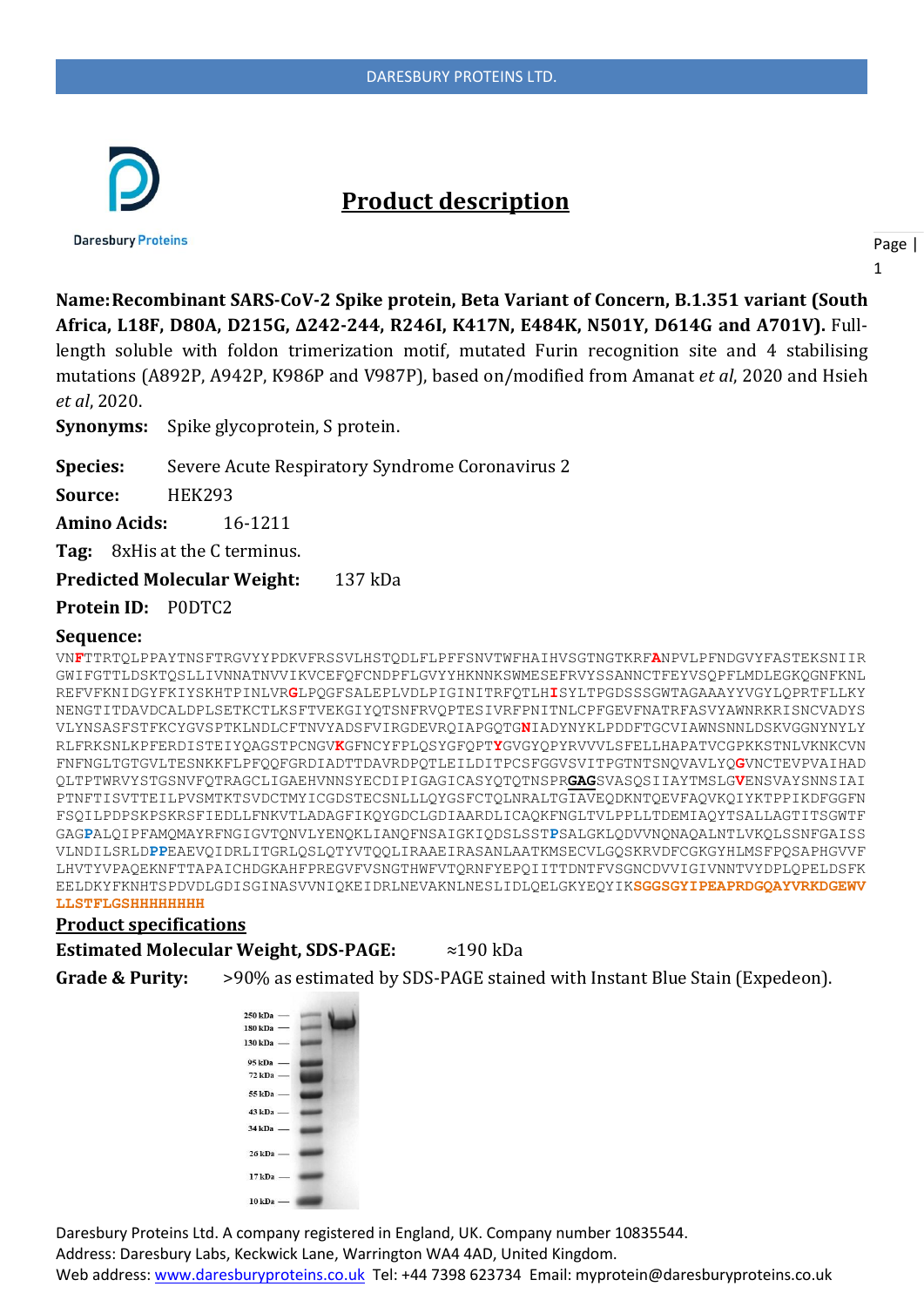# Product description

**Name: Recombinant SARS-CoV-2 Spike protein, Beta Variant of Concern, B.1.351 variant (South Africa, L18F, D80A, D215G, Δ242-244, R246I, K417N, E484K, N501Y, D614G and A701V).** Full-length soluble with foldon trimerization motif, mutated Furin recognition site and 4 stabilising mutations (A892P, A942P, K986P and V987P), based on/modified from Amanat *et al*, 2020 and Hsieh *et al*, 2020.

**Synonyms:** Spike glycoprotein, S protein.

**Species:** Severe Acute Respiratory Syndrome Coronavirus 2

**Source:** HEK293

**Amino Acids:** 16-1211

**Tag:** 8xHis at the C terminus.

**Predicted Molecular Weight:** 137 kDa

**Protein ID:** P0DTC2

**Sequence:**

```
VNFTTRTQLPPAYTNSFTRGVYYPDKVFRSSVLHSTQDLFLPFFSNVTWFHAIHVSGTNGTKRFANPVLPFNDGVYFASTEKSNIIR
GWIFGTTLDSKTQSLLIVNNATNVVIKVCEFQFCNDPFLGVYYHKNNKSWMESEFRVYSSANNCTFEYVSQPFLMDLEGKQGNFKNL
REFVFKNIDGYFKIYSKHTPINLVRGLPQGFSALEPLVDLPIGINITRFQTLHISYLTPGDSSSGWTAGAAAYYVGYLQPRTFLLKY
NENGTITDAVDCALDPLSETKCTLKSFTVEKGIYQTSNFRVQPTESIVRFPNITNLCPFGEVFNATRFASVYAWNRKRISNCVADYS
VLYNSASFSTFKCYGVSPTKLNDLCFTNVYADSFVIRGDEVRQIAPGQTGNIADYNYKLPDDFTGCVIAWNSNNLDSKVGGNYNYLY
RLFRKSNLKPFERDISTEIYQAGSTPCNGVKGFNCYFPLQSYGFQPTYGVGYQPYRVVVLSFELLHAPATVCGPKKSTNLVKNKCVN
FNFNGLTGTGVLTESNKKFLPFQQFGRDIADTTDAVRDPQTLEILDITPCSFGGVSVITPGTNTSNQVAVLYQGVNCTEVPVAIHAD
QLTPTWRVYSTGSNVFQTRAGCLIGAEHVNNSYECDIPIGAGICASYQTQTNSPRGAGSVASQSIIAYTMSLGVENSVAYSNNSIAI
PTNFTISVTTEILPVSMTKTSVDCTMYICGDSTECSNLLLQYGSFCTQLNRALTGIAVEQDKNTQEVFAQVKQIYKTPPIKDFGGFN
FSQILPDPSKPSKRSFIEDLLFNKVTLADAGFIKQYGDCLGDIAARDLICAQKFNGLTVLPPLLTDEMIAQYTSALLAGTITSGWTF
GAGPALQIPFAMQMAYRFNGIGVTQNVLYENQKLIANQFNSAIGKIQDSLSSTPSALGKLQDVVNQNAQALNTLVKQLSSNFGAISS
VLNDILSRLDPPEAEVQIDRLITGRLQSLQTYVTQQLIRAAEIRASANLAATKMSECVLGQSKRVDFCGKGYHLMSFPQSAPHGVVF
LHVTYVPAQEKNFTTAPAICHDGKAHFPREGVFVSNGTHWFVTQRNFYEPQIITTDNTFVSGNCDVVIGIVNNTVYDPLQPELDSFK
EELDKYFKNHTSPDVDLGDISGINASVVNIQKEIDRLNEVAKNLNESLIDLQELGKYEQYIKSGGSGYIPEAPRDGQAYVRKDGEWV
LLSTFLGSHHHHHHHH
```

## Product specifications

**Estimated Molecular Weight, SDS-PAGE:** ≈190 kDa

**Grade & Purity:** >90% as estimated by SDS-PAGE stained with Instant Blue Stain (Expedeon).

250 kDa, 180 kDa, 130 kDa, 95 kDa, 72 kDa, 55 kDa, 43 kDa, 34 kDa, 26 kDa, 17 kDa, 10 kDa

Daresbury Proteins Ltd. A company registered in England, UK. Company number 10835544.
Address: Daresbury Labs, Keckwick Lane, Warrington WA4 4AD, United Kingdom.
Web address: [www.daresburyproteins.co.uk](http://www.daresburyproteins.co.uk) Tel: +44 7398 623734 Email: myprotein@daresburyproteins.co.uk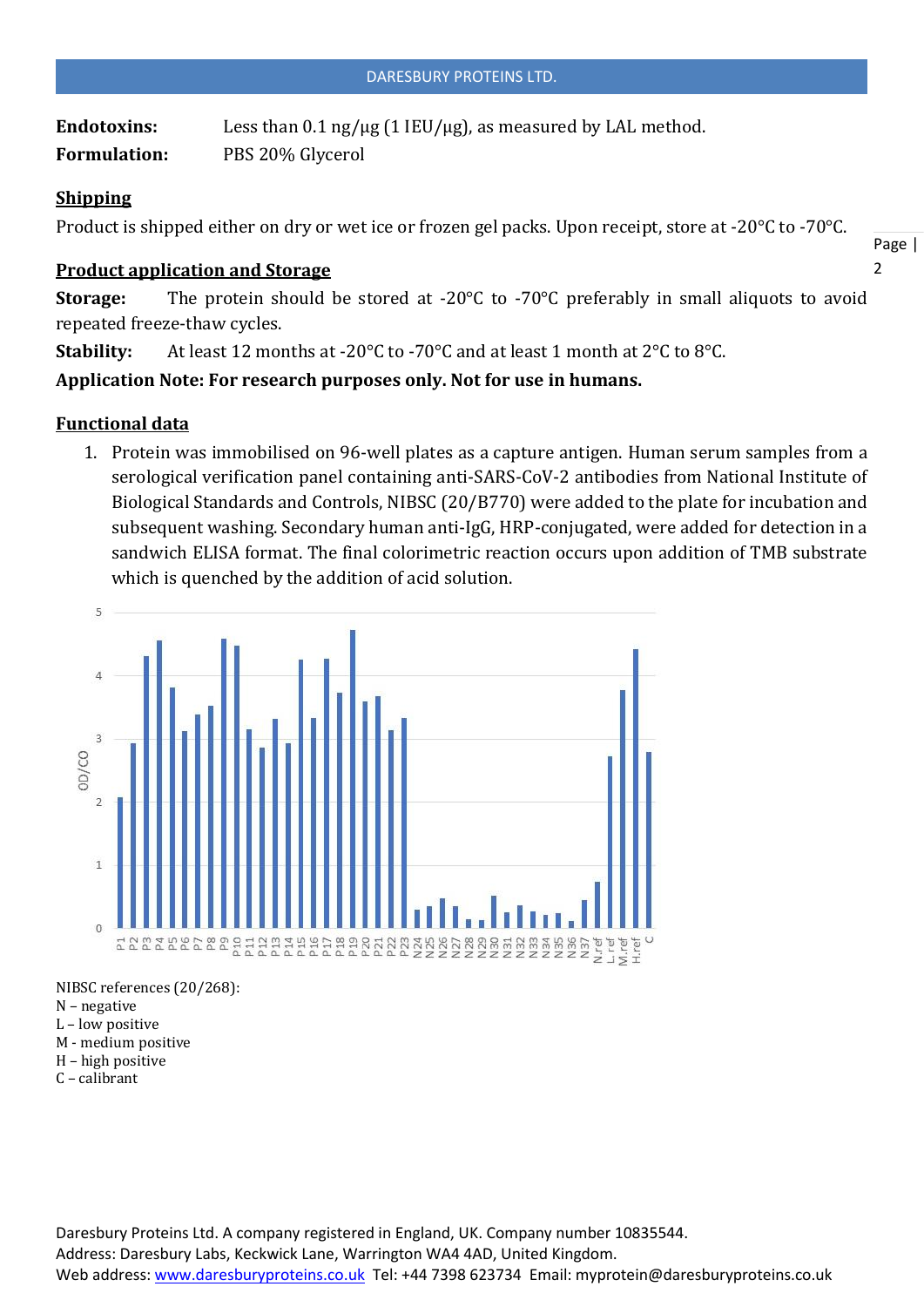**Endotoxins:** Less than 0.1 ng/μg (1 IEU/μg), as measured by LAL method.

**Formulation:** PBS 20% Glycerol

## Shipping

Product is shipped either on dry or wet ice or frozen gel packs. Upon receipt, store at -20°C to -70°C.

## Product application and Storage

**Storage:** The protein should be stored at -20°C to -70°C preferably in small aliquots to avoid repeated freeze-thaw cycles.

**Stability:** At least 12 months at -20°C to -70°C and at least 1 month at 2°C to 8°C.

**Application Note: For research purposes only. Not for use in humans.**

## Functional data

1. Protein was immobilised on 96-well plates as a capture antigen. Human serum samples from a serological verification panel containing anti-SARS-CoV-2 antibodies from National Institute of Biological Standards and Controls, NIBSC (20/B770) were added to the plate for incubation and subsequent washing. Secondary human anti-IgG, HRP-conjugated, were added for detection in a sandwich ELISA format. The final colorimetric reaction occurs upon addition of TMB substrate which is quenched by the addition of acid solution.

NIBSC references (20/268):
N – negative
L – low positive
M - medium positive
H – high positive
C – calibrant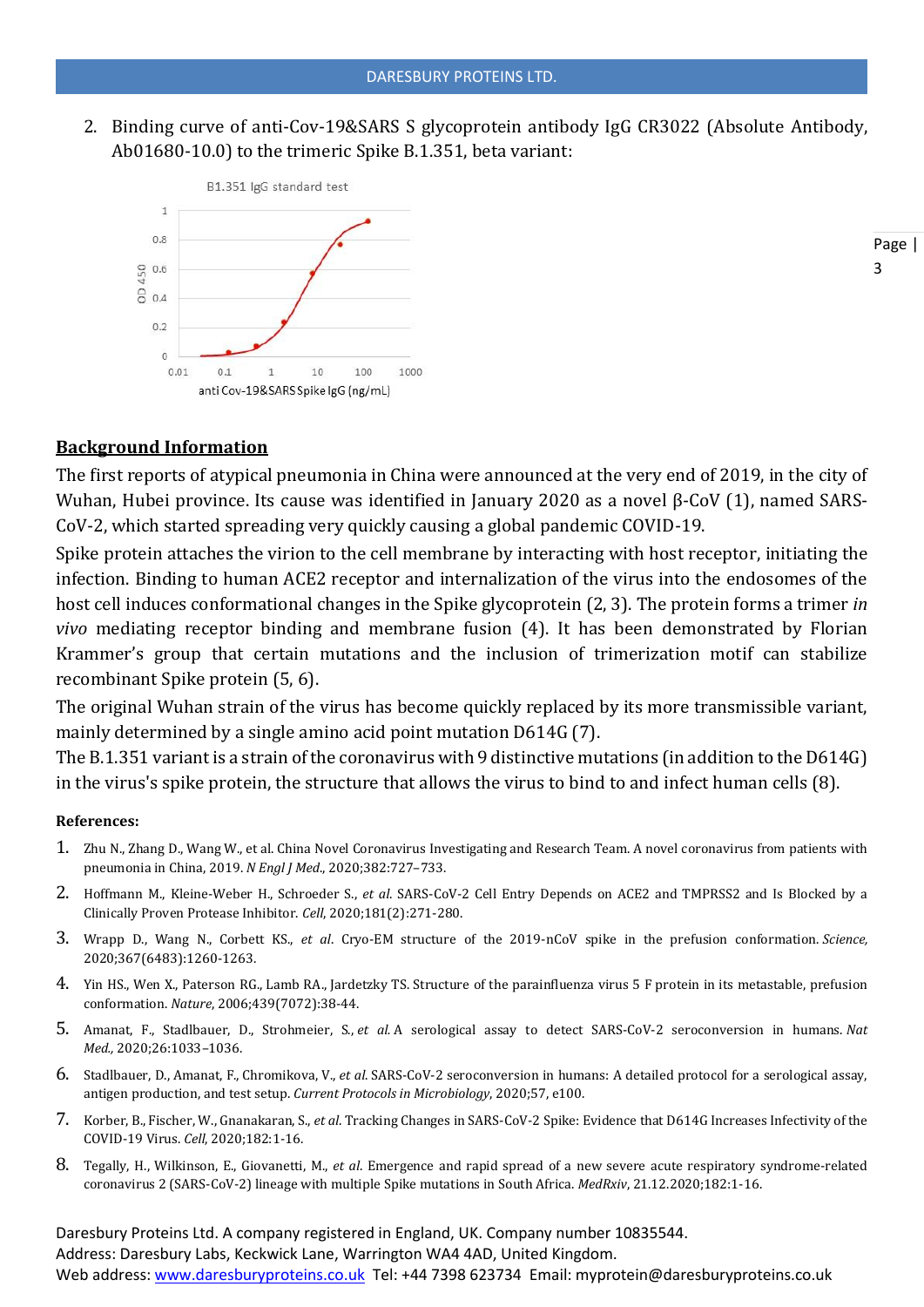2. Binding curve of anti-Cov-19&SARS S glycoprotein antibody IgG CR3022 (Absolute Antibody, Ab01680-10.0) to the trimeric Spike B.1.351, beta variant:

B1.351 IgG standard test

OD 450

1
0.8
0.6
0.4
0.2
0

0.01 0.1 1 10 100 1000

anti Cov-19&SARS Spike IgG (ng/mL)

## Background Information

The first reports of atypical pneumonia in China were announced at the very end of 2019, in the city of Wuhan, Hubei province. Its cause was identified in January 2020 as a novel β-CoV (1), named SARS-CoV-2, which started spreading very quickly causing a global pandemic COVID-19.

Spike protein attaches the virion to the cell membrane by interacting with host receptor, initiating the infection. Binding to human ACE2 receptor and internalization of the virus into the endosomes of the host cell induces conformational changes in the Spike glycoprotein (2, 3). The protein forms a trimer *in vivo* mediating receptor binding and membrane fusion (4). It has been demonstrated by Florian Krammer's group that certain mutations and the inclusion of trimerization motif can stabilize recombinant Spike protein (5, 6).

The original Wuhan strain of the virus has become quickly replaced by its more transmissible variant, mainly determined by a single amino acid point mutation D614G (7).

The B.1.351 variant is a strain of the coronavirus with 9 distinctive mutations (in addition to the D614G) in the virus's spike protein, the structure that allows the virus to bind to and infect human cells (8).

**References:**

1. Zhu N., Zhang D., Wang W., et al. China Novel Coronavirus Investigating and Research Team. A novel coronavirus from patients with pneumonia in China, 2019. *N Engl J Med.*, 2020;382:727–733.
2. Hoffmann M., Kleine-Weber H., Schroeder S., *et al.* SARS-CoV-2 Cell Entry Depends on ACE2 and TMPRSS2 and Is Blocked by a Clinically Proven Protease Inhibitor. *Cell*, 2020;181(2):271-280.
3. Wrapp D., Wang N., Corbett KS., *et al*. Cryo-EM structure of the 2019-nCoV spike in the prefusion conformation. *Science,* 2020;367(6483):1260-1263.
4. Yin HS., Wen X., Paterson RG., Lamb RA., Jardetzky TS. Structure of the parainfluenza virus 5 F protein in its metastable, prefusion conformation. *Nature*, 2006;439(7072):38-44.
5. Amanat, F., Stadlbauer, D., Strohmeier, S., *et al.* A serological assay to detect SARS-CoV-2 seroconversion in humans. *Nat Med.,* 2020;26:1033–1036.
6. Stadlbauer, D., Amanat, F., Chromikova, V., *et al.* SARS-CoV-2 seroconversion in humans: A detailed protocol for a serological assay, antigen production, and test setup. *Current Protocols in Microbiology*, 2020;57, e100.
7. Korber, B., Fischer, W., Gnanakaran, S., *et al*. Tracking Changes in SARS-CoV-2 Spike: Evidence that D614G Increases Infectivity of the COVID-19 Virus. *Cell*, 2020;182:1-16.
8. Tegally, H., Wilkinson, E., Giovanetti, M., *et al.* Emergence and rapid spread of a new severe acute respiratory syndrome-related coronavirus 2 (SARS-CoV-2) lineage with multiple Spike mutations in South Africa. *MedRxiv*, 21.12.2020;182:1-16.

Daresbury Proteins Ltd. A company registered in England, UK. Company number 10835544.
Address: Daresbury Labs, Keckwick Lane, Warrington WA4 4AD, United Kingdom.
Web address: www.daresburyproteins.co.uk Tel: +44 7398 623734 Email: myprotein@daresburyproteins.co.uk